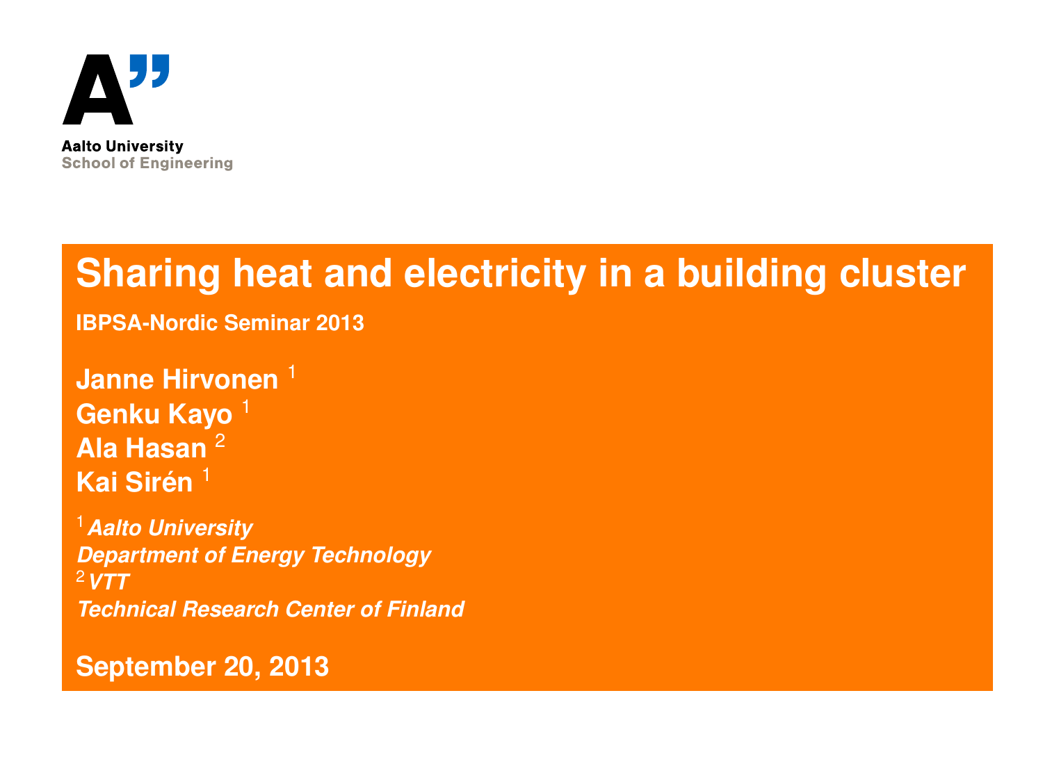Aalto University
School of Engineering

# Sharing heat and electricity in a building cluster

**IBPSA-Nordic Seminar 2013**

**Janne Hirvonen [1]**
**Genku Kayo [1]**
**Ala Hasan [2]**
**Kai Sirén [1]**

[1] ***Aalto University***
***Department of Energy Technology***
[2] ***VTT***
***Technical Research Center of Finland***

**September 20, 2013**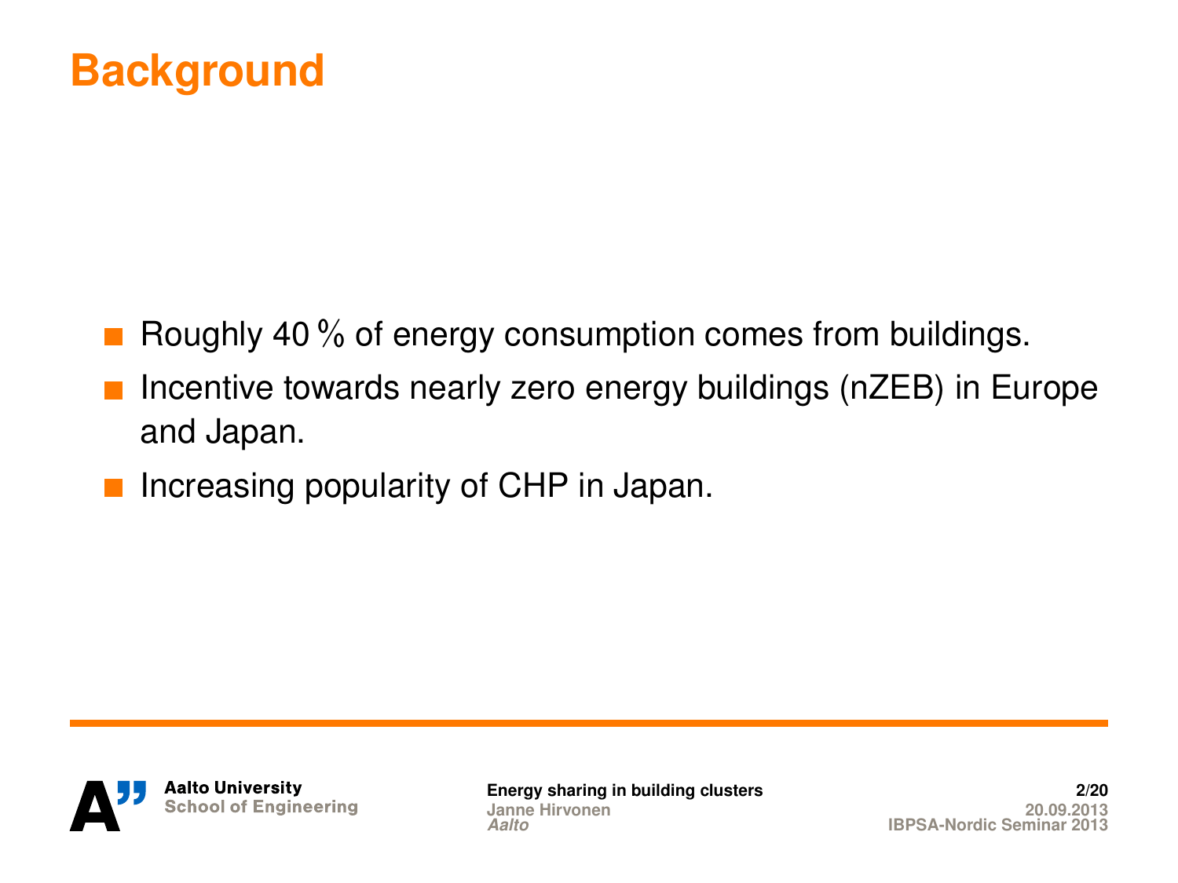# Background

- Roughly 40 % of energy consumption comes from buildings.
- Incentive towards nearly zero energy buildings (nZEB) in Europe and Japan.
- Increasing popularity of CHP in Japan.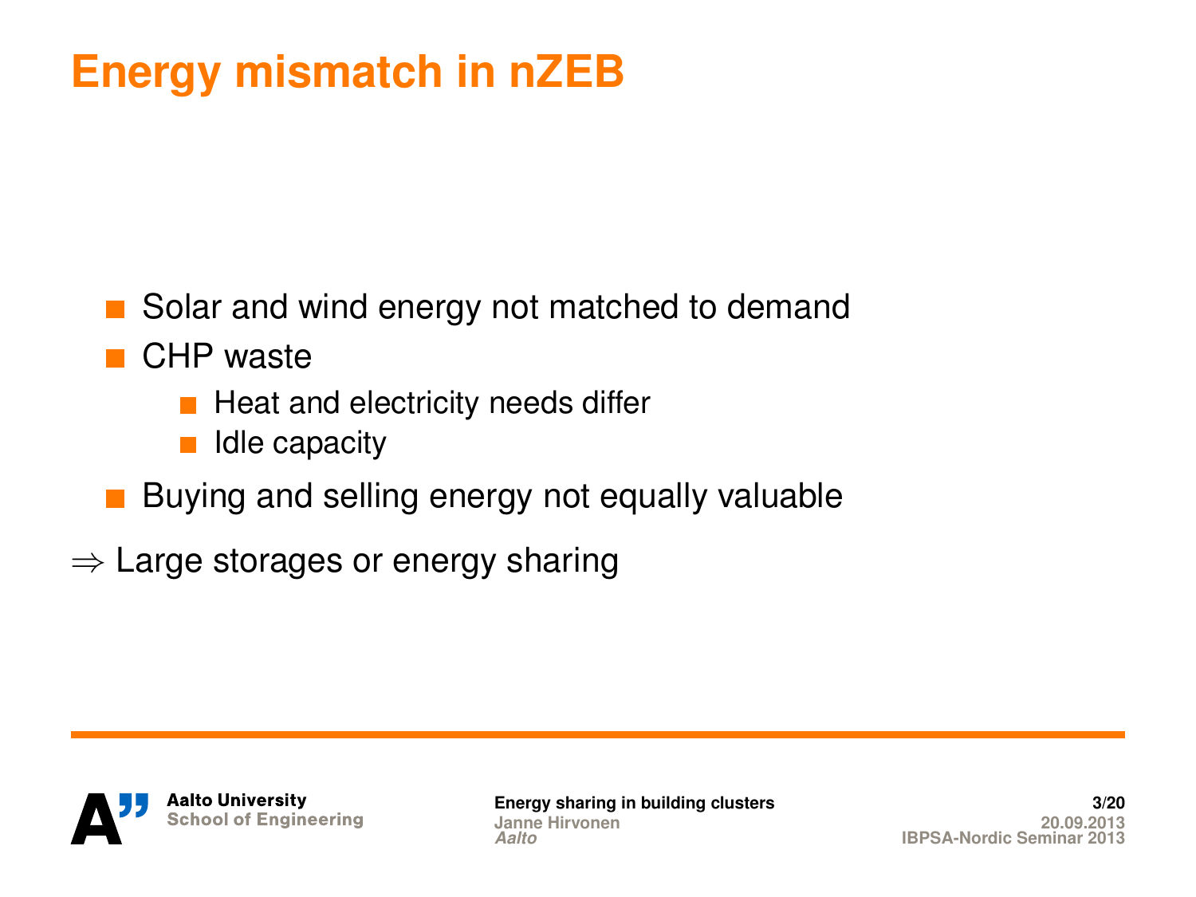# Energy mismatch in nZEB

- Solar and wind energy not matched to demand
- CHP waste
  - Heat and electricity needs differ
  - Idle capacity
- Buying and selling energy not equally valuable

$\Rightarrow$ Large storages or energy sharing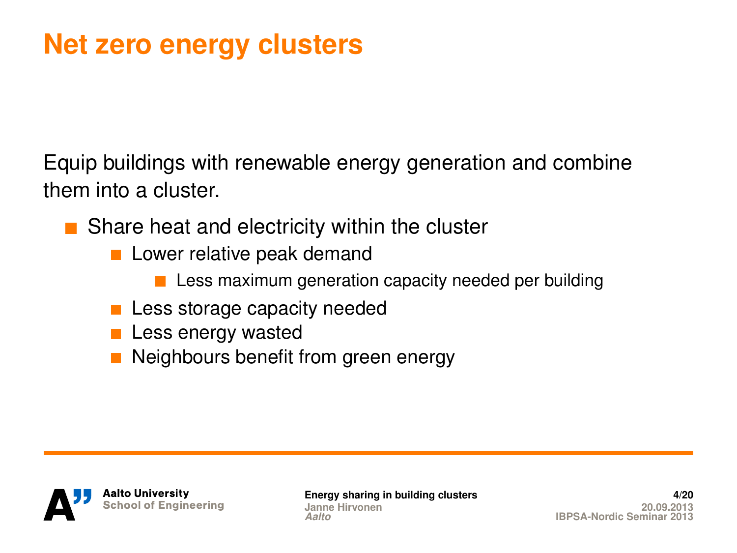# Net zero energy clusters

Equip buildings with renewable energy generation and combine them into a cluster.

- Share heat and electricity within the cluster
    - Lower relative peak demand
        - Less maximum generation capacity needed per building
    - Less storage capacity needed
    - Less energy wasted
    - Neighbours benefit from green energy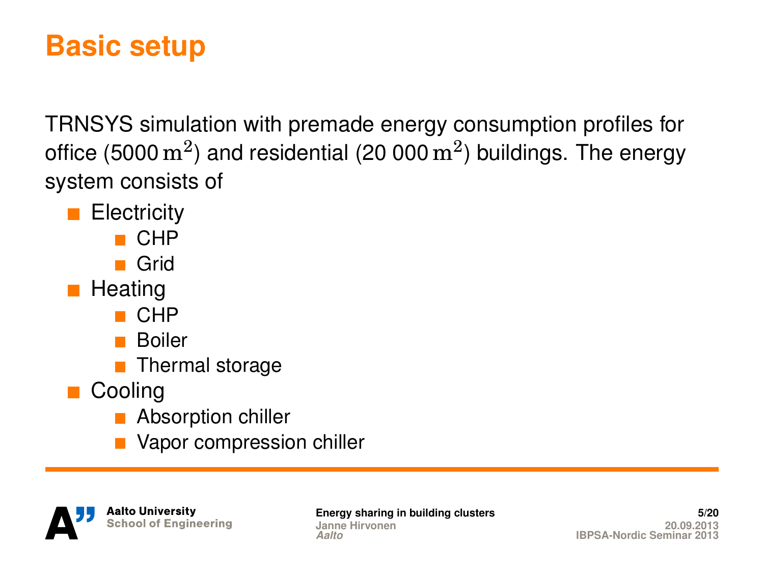# Basic setup

TRNSYS simulation with premade energy consumption profiles for office (5000 $\mathrm{m}^2$) and residential (20 000 $\mathrm{m}^2$) buildings. The energy system consists of

- Electricity
  - CHP
  - Grid
- Heating
  - CHP
  - Boiler
  - Thermal storage
- Cooling
  - Absorption chiller
  - Vapor compression chiller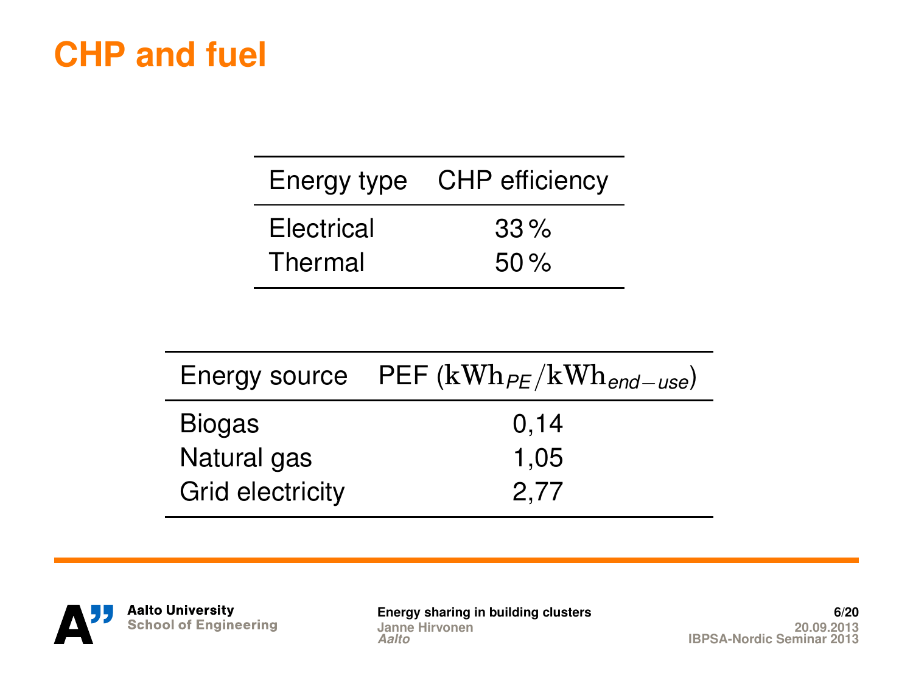# CHP and fuel

| Energy type | CHP efficiency |
|---|---|
| Electrical | 33 % |
| Thermal | 50 % |

| Energy source | PEF ($\mathrm{kWh}_{PE}/\mathrm{kWh}_{end-use}$) |
|---|---|
| Biogas | 0,14 |
| Natural gas | 1,05 |
| Grid electricity | 2,77 |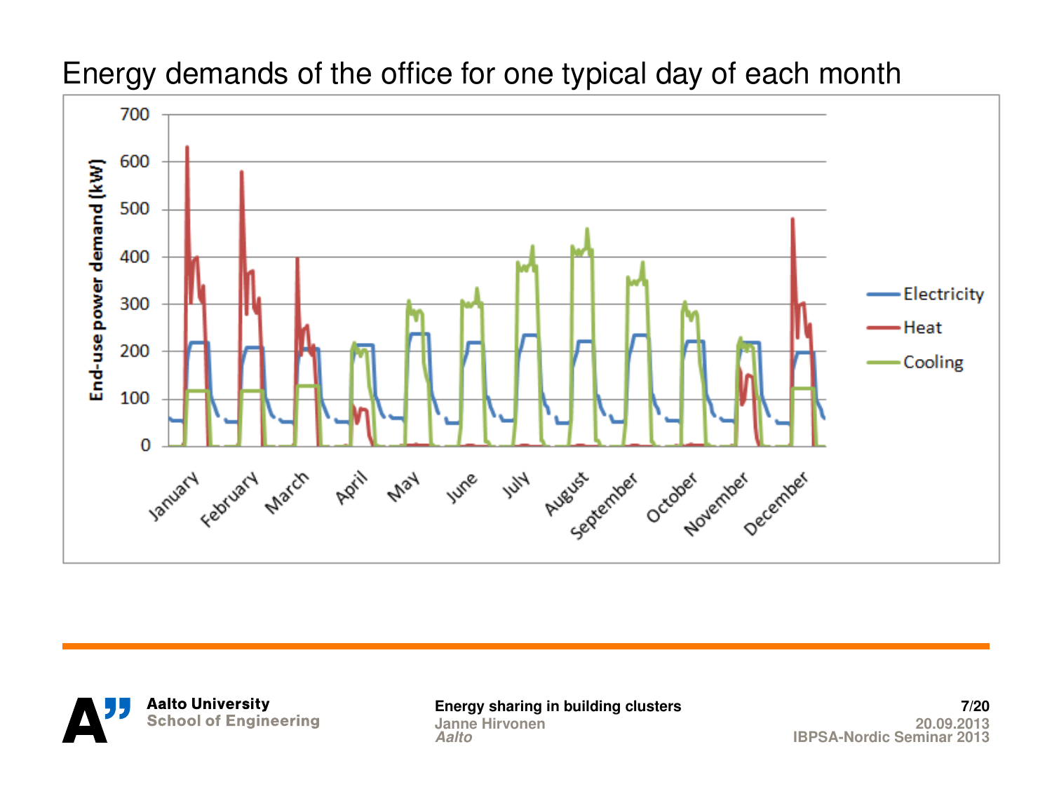# Energy demands of the office for one typical day of each month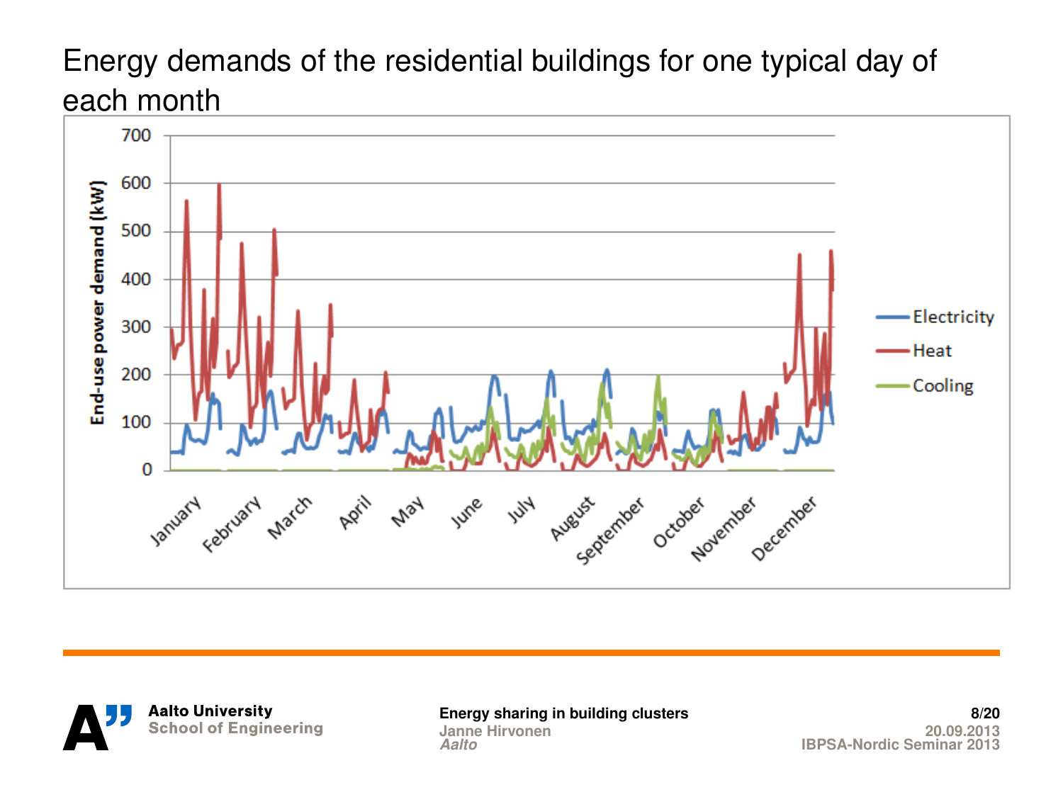# Energy demands of the residential buildings for one typical day of each month

End-use power demand (kW)

700
600
500
400
300
200
100
0

January February March April May June July August September October November December

Electricity
Heat
Cooling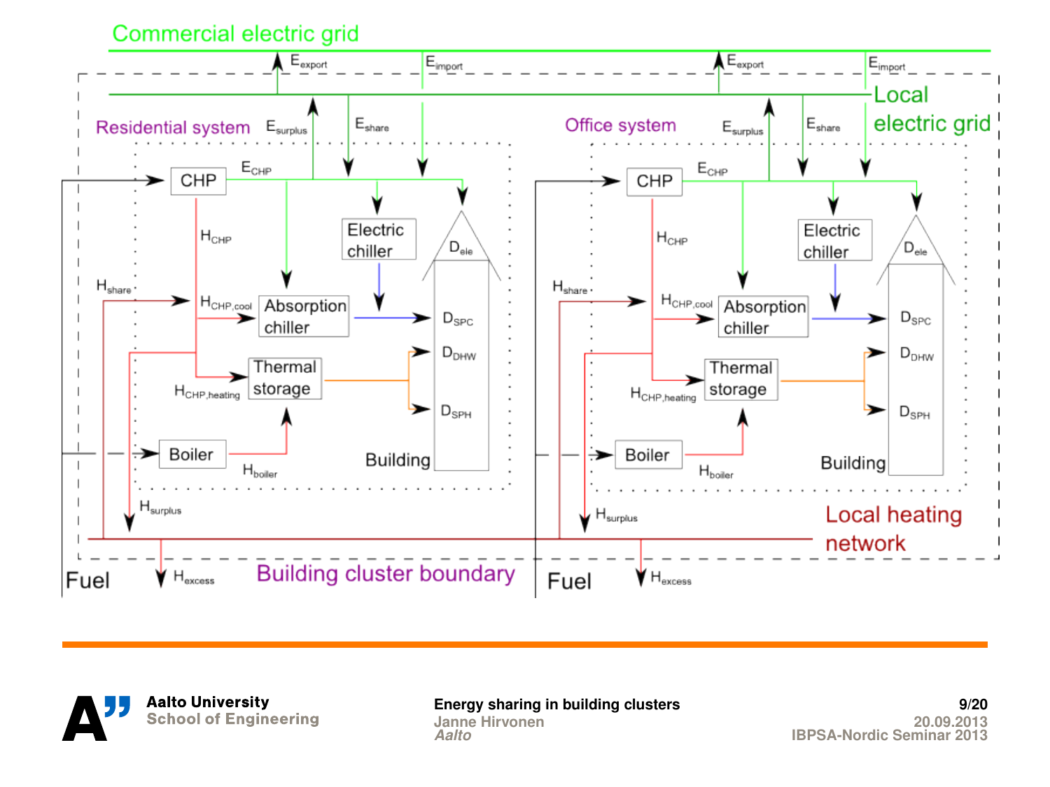Commercial electric grid

$E_{export}$ $E_{import}$ $E_{export}$ $E_{import}$

Local electric grid

**Residential system**

$E_{surplus}$ $E_{share}$ $E_{CHP}$

- CHP
- Electric chiller
- Absorption chiller
- Thermal storage
- Boiler
- Building

$H_{CHP}$ $H_{share}$ $H_{CHP,cool}$ $H_{CHP,heating}$ $H_{boiler}$ $H_{surplus}$

$D_{ele}$ $D_{SPC}$ $D_{DHW}$ $D_{SPH}$

**Office system**

$E_{surplus}$ $E_{share}$ $E_{CHP}$

- CHP
- Electric chiller
- Absorption chiller
- Thermal storage
- Boiler
- Building

$H_{CHP}$ $H_{share}$ $H_{CHP,cool}$ $H_{CHP,heating}$ $H_{boiler}$ $H_{surplus}$

$D_{ele}$ $D_{SPC}$ $D_{DHW}$ $D_{SPH}$

Local heating network

Fuel $H_{excess}$ Building cluster boundary Fuel $H_{excess}$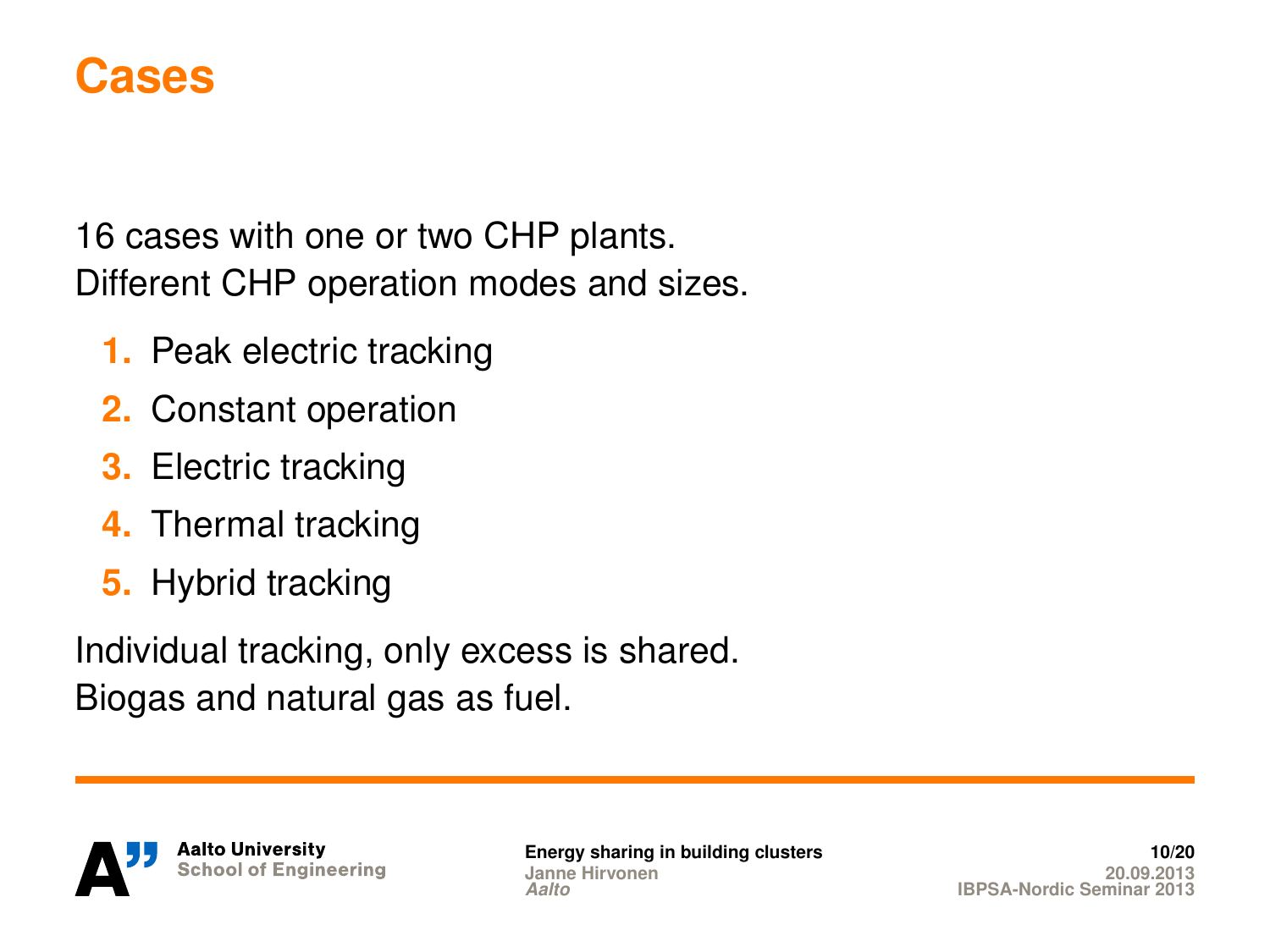# Cases

16 cases with one or two CHP plants.
Different CHP operation modes and sizes.

1. Peak electric tracking
2. Constant operation
3. Electric tracking
4. Thermal tracking
5. Hybrid tracking

Individual tracking, only excess is shared.
Biogas and natural gas as fuel.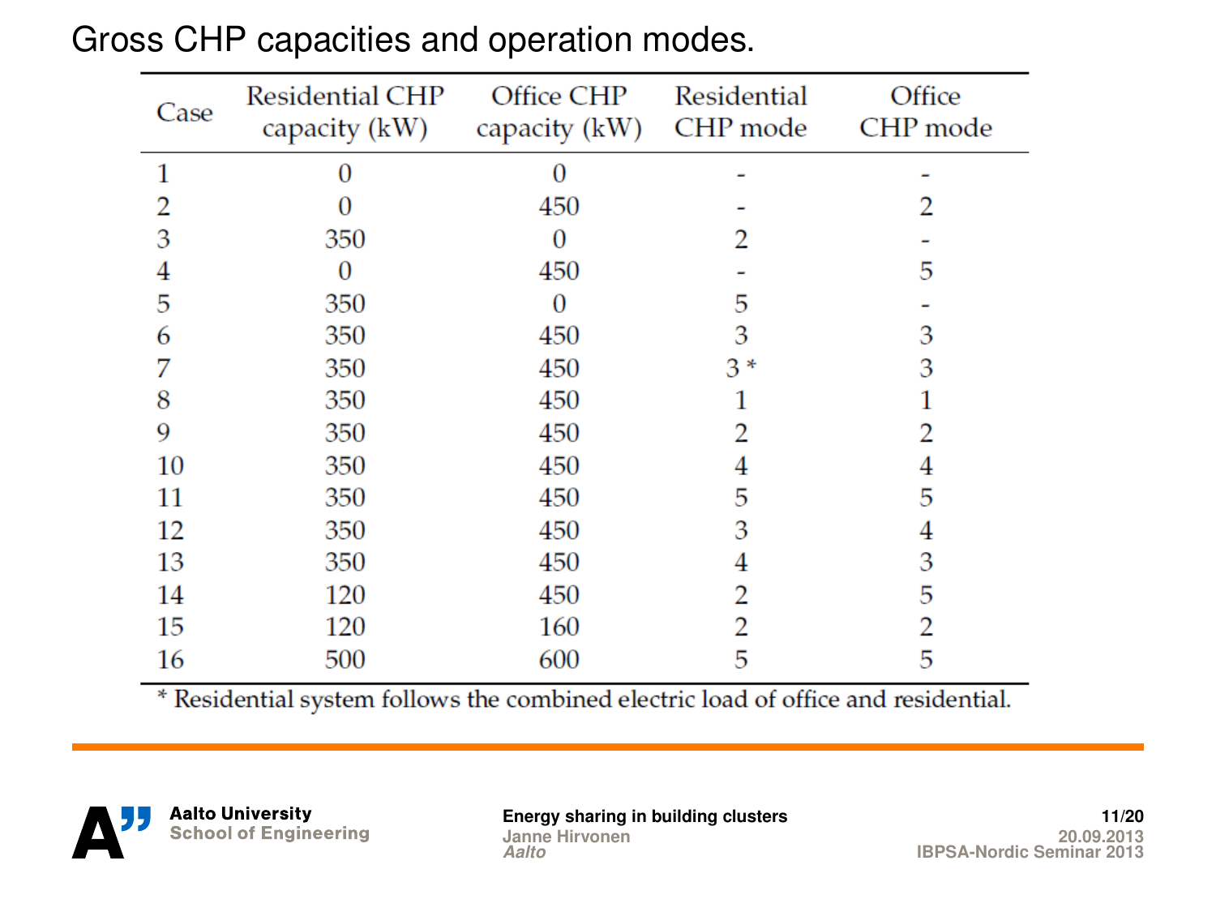# Gross CHP capacities and operation modes.

| Case | Residential CHP capacity (kW) | Office CHP capacity (kW) | Residential CHP mode | Office CHP mode |
|---|---|---|---|---|
| 1 | 0 | 0 | - | - |
| 2 | 0 | 450 | - | 2 |
| 3 | 350 | 0 | 2 | - |
| 4 | 0 | 450 | - | 5 |
| 5 | 350 | 0 | 5 | - |
| 6 | 350 | 450 | 3 | 3 |
| 7 | 350 | 450 | 3 * | 3 |
| 8 | 350 | 450 | 1 | 1 |
| 9 | 350 | 450 | 2 | 2 |
| 10 | 350 | 450 | 4 | 4 |
| 11 | 350 | 450 | 5 | 5 |
| 12 | 350 | 450 | 3 | 4 |
| 13 | 350 | 450 | 4 | 3 |
| 14 | 120 | 450 | 2 | 5 |
| 15 | 120 | 160 | 2 | 2 |
| 16 | 500 | 600 | 5 | 5 |

* Residential system follows the combined electric load of office and residential.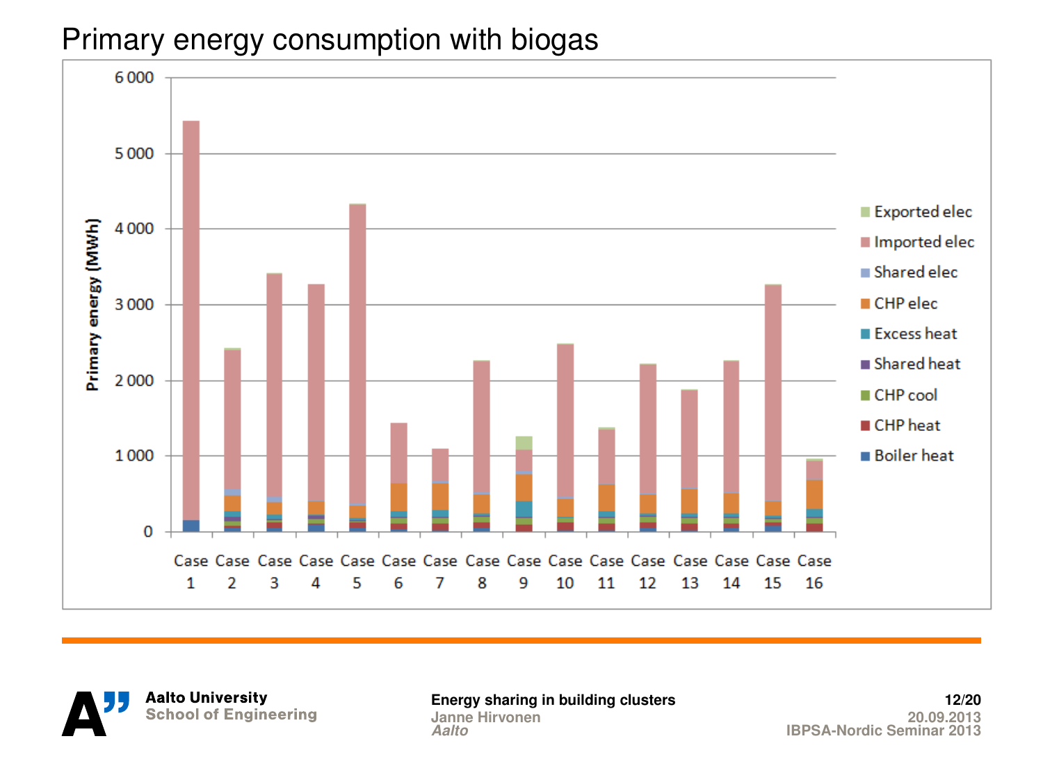# Primary energy consumption with biogas

Primary energy (MWh)

6 000
5 000
4 000
3 000
2 000
1 000
0

Case 1 Case 2 Case 3 Case 4 Case 5 Case 6 Case 7 Case 8 Case 9 Case 10 Case 11 Case 12 Case 13 Case 14 Case 15 Case 16

- Exported elec
- Imported elec
- Shared elec
- CHP elec
- Excess heat
- Shared heat
- CHP cool
- CHP heat
- Boiler heat

**Aalto University**
School of Engineering

**Energy sharing in building clusters**
Janne Hirvonen
*Aalto*

20.09.2013
IBPSA-Nordic Seminar 2013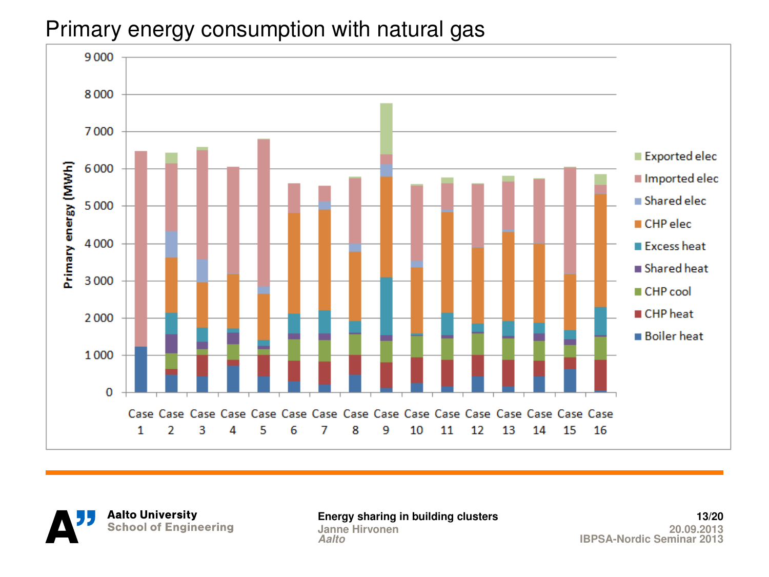# Primary energy consumption with natural gas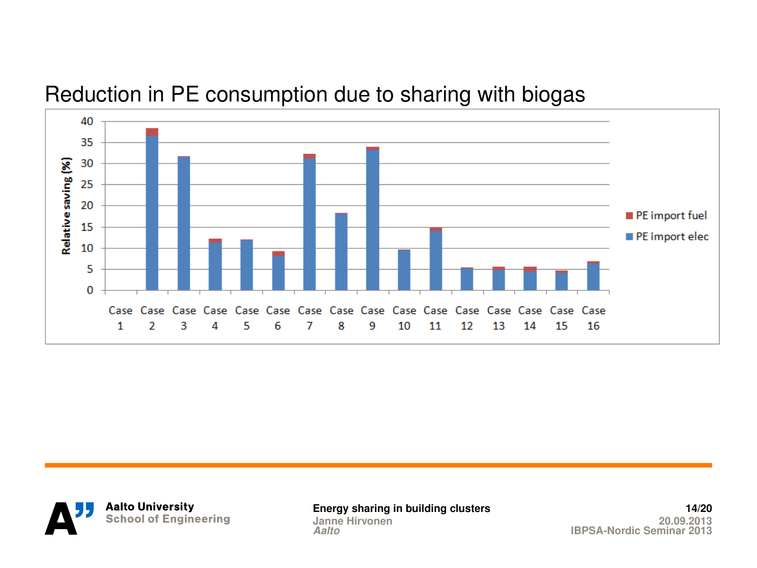# Reduction in PE consumption due to sharing with biogas

Relative saving (%)

PE import fuel

PE import elec

Case 1, Case 2, Case 3, Case 4, Case 5, Case 6, Case 7, Case 8, Case 9, Case 10, Case 11, Case 12, Case 13, Case 14, Case 15, Case 16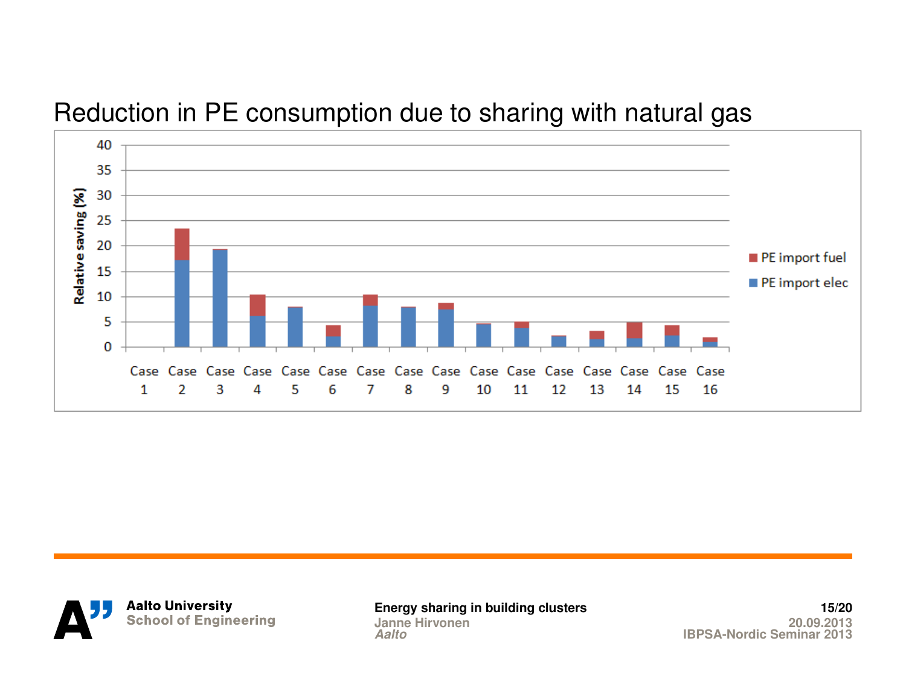## Reduction in PE consumption due to sharing with natural gas

Relative saving (%)

| | PE import elec | PE import fuel |
|---|---|---|
| Case 1 | 0 | 0 |
| Case 2 | 17.2 | 6.3 |
| Case 3 | 19.2 | 0.2 |
| Case 4 | 6.2 | 4.3 |
| Case 5 | 7.8 | 0.2 |
| Case 6 | 2.2 | 2.2 |
| Case 7 | 8.2 | 2.3 |
| Case 8 | 7.8 | 0.2 |
| Case 9 | 7.5 | 1.3 |
| Case 10 | 4.5 | 0.2 |
| Case 11 | 3.8 | 1.2 |
| Case 12 | 2.1 | 0.2 |
| Case 13 | 1.6 | 1.6 |
| Case 14 | 1.8 | 3.2 |
| Case 15 | 2.3 | 2.0 |
| Case 16 | 1.0 | 1.0 |

*Values estimated from the bar chart.*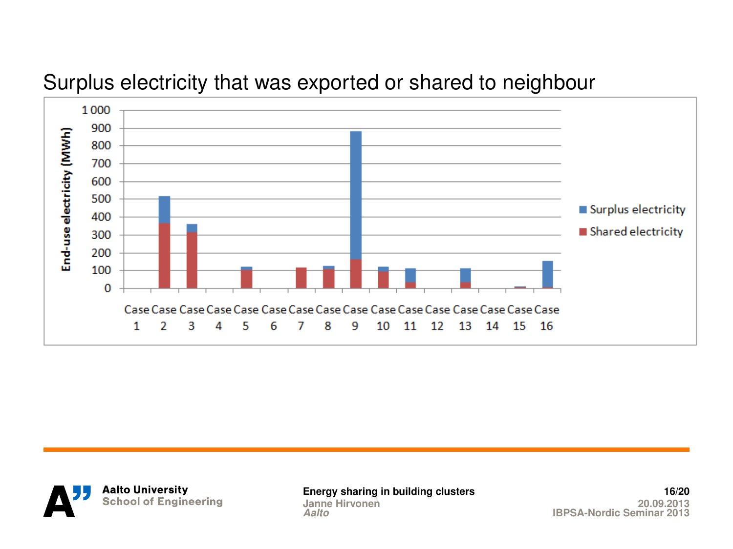# Surplus electricity that was exported or shared to neighbour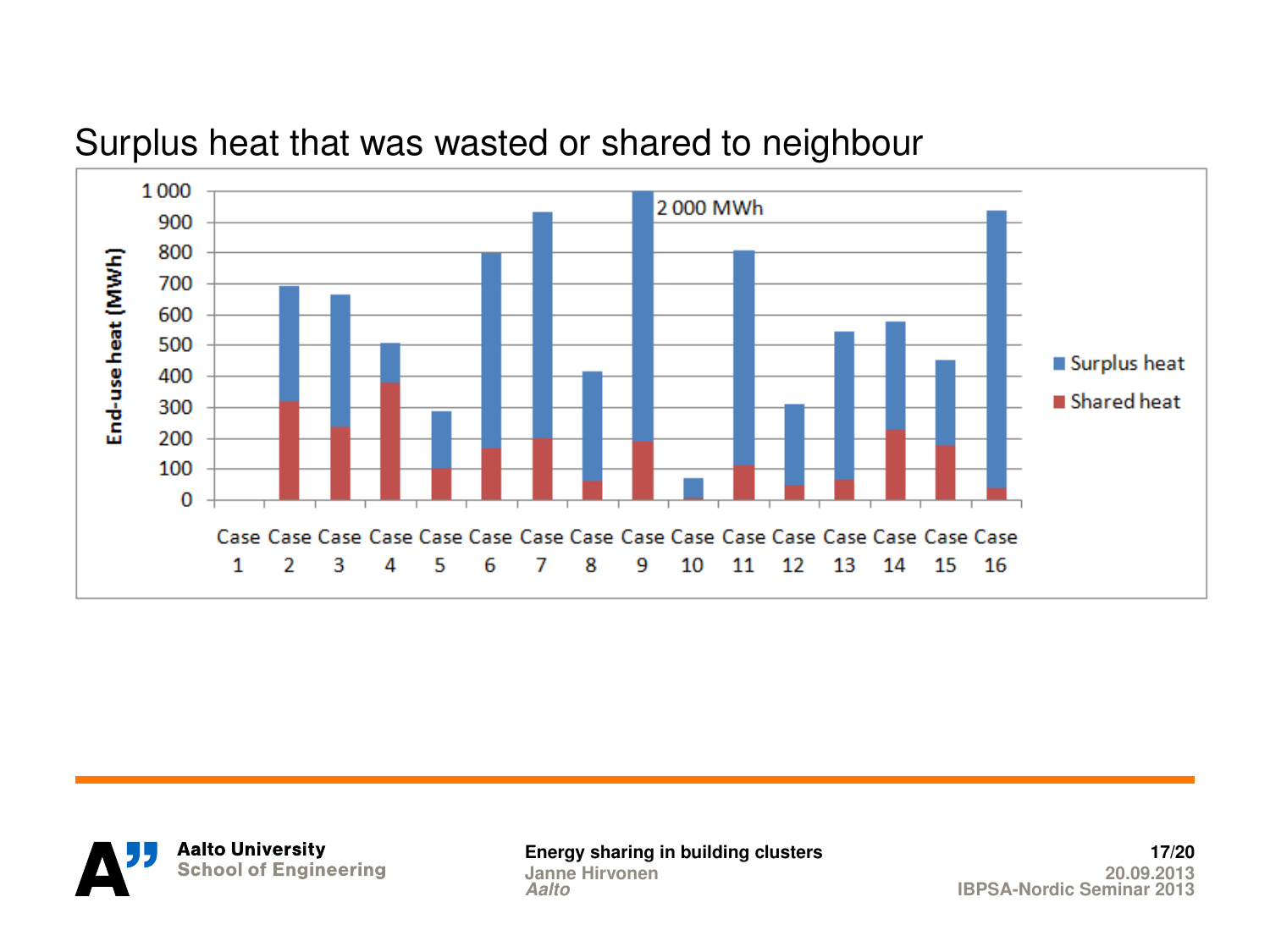## Surplus heat that was wasted or shared to neighbour

| | Surplus heat (MWh) | Shared heat (MWh) |
|---|---|---|
| Case 1 | 0 | 0 |
| Case 2 | ~690 | ~320 |
| Case 3 | ~665 | ~235 |
| Case 4 | ~505 | ~380 |
| Case 5 | ~285 | ~100 |
| Case 6 | ~800 | ~165 |
| Case 7 | ~930 | ~200 |
| Case 8 | ~415 | ~60 |
| Case 9 | 2 000 | ~190 |
| Case 10 | ~70 | ~5 |
| Case 11 | ~805 | ~110 |
| Case 12 | ~310 | ~45 |
| Case 13 | ~545 | ~65 |
| Case 14 | ~575 | ~225 |
| Case 15 | ~450 | ~175 |
| Case 16 | ~935 | ~35 |

Y-axis: End-use heat (MWh)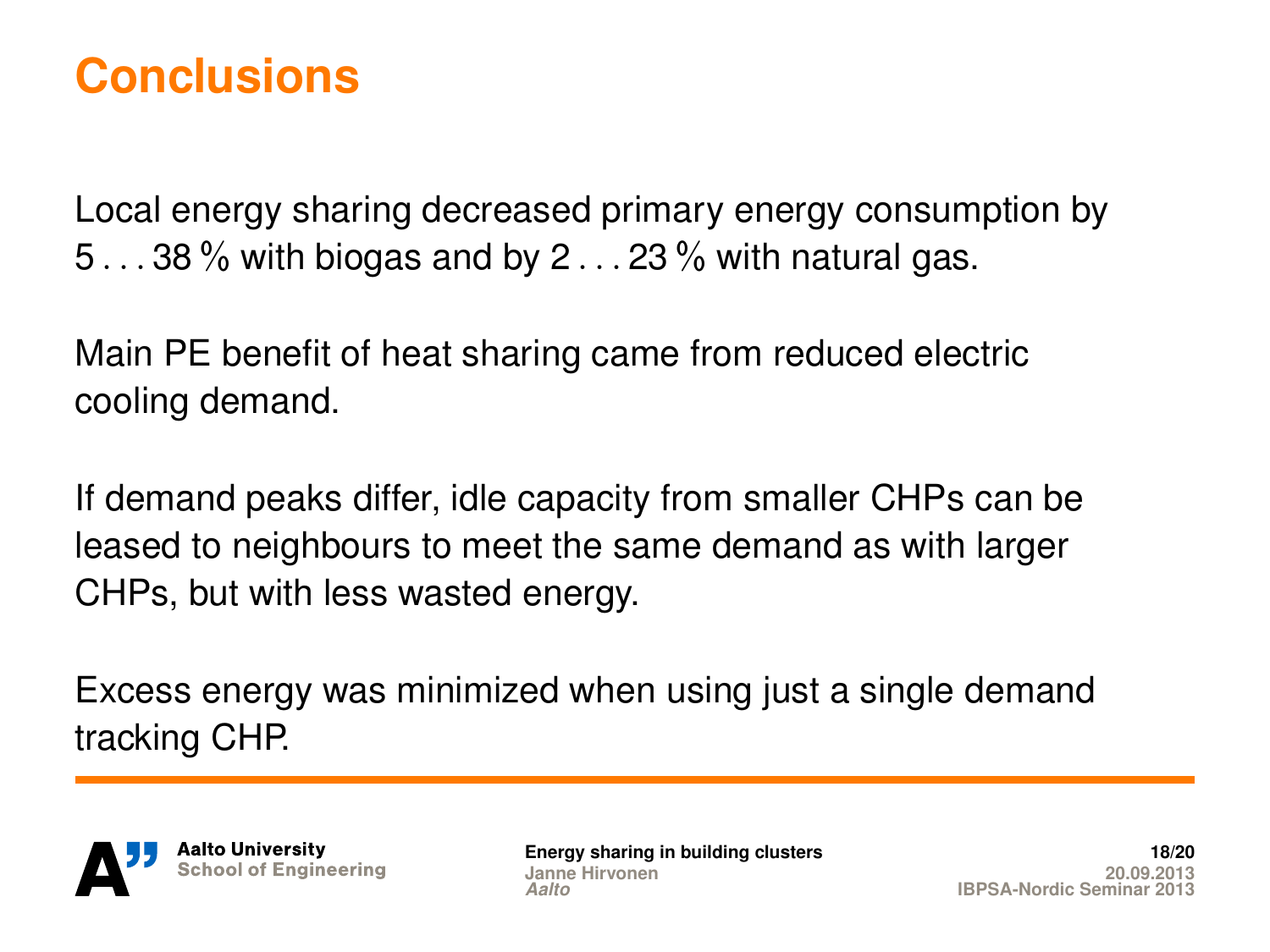# Conclusions

Local energy sharing decreased primary energy consumption by 5 . . . 38 % with biogas and by 2 . . . 23 % with natural gas.

Main PE benefit of heat sharing came from reduced electric cooling demand.

If demand peaks differ, idle capacity from smaller CHPs can be leased to neighbours to meet the same demand as with larger CHPs, but with less wasted energy.

Excess energy was minimized when using just a single demand tracking CHP.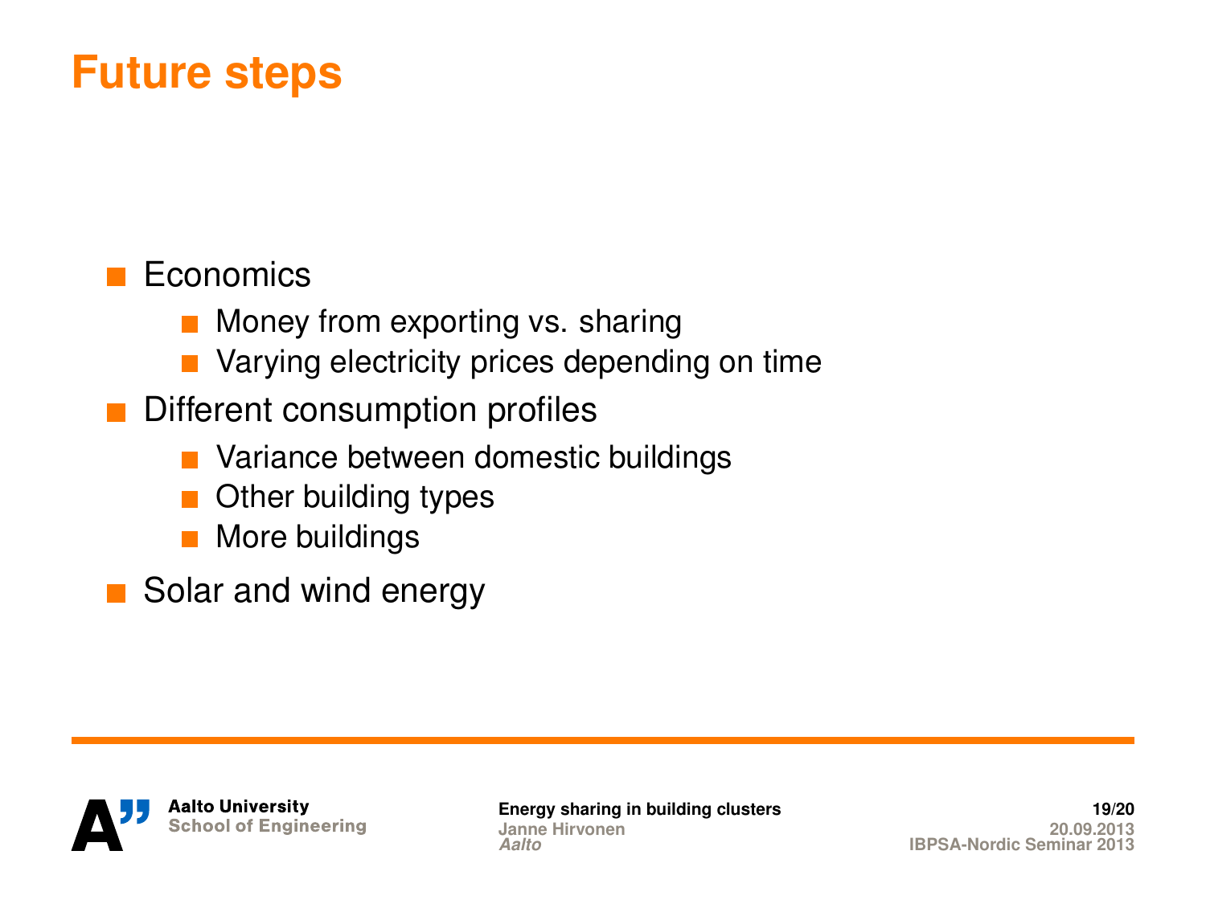# Future steps

- Economics
  - Money from exporting vs. sharing
  - Varying electricity prices depending on time
- Different consumption profiles
  - Variance between domestic buildings
  - Other building types
  - More buildings
- Solar and wind energy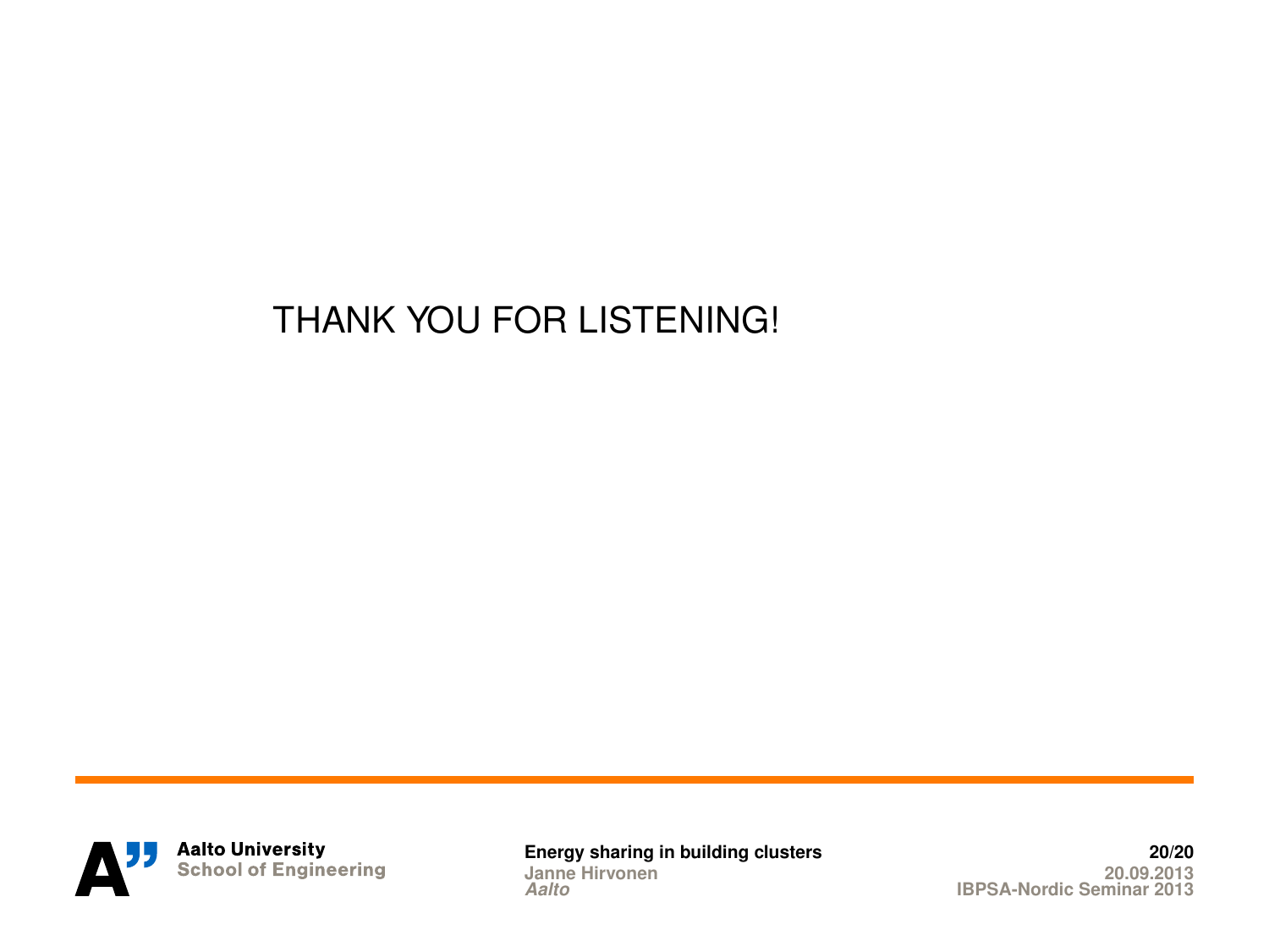THANK YOU FOR LISTENING!